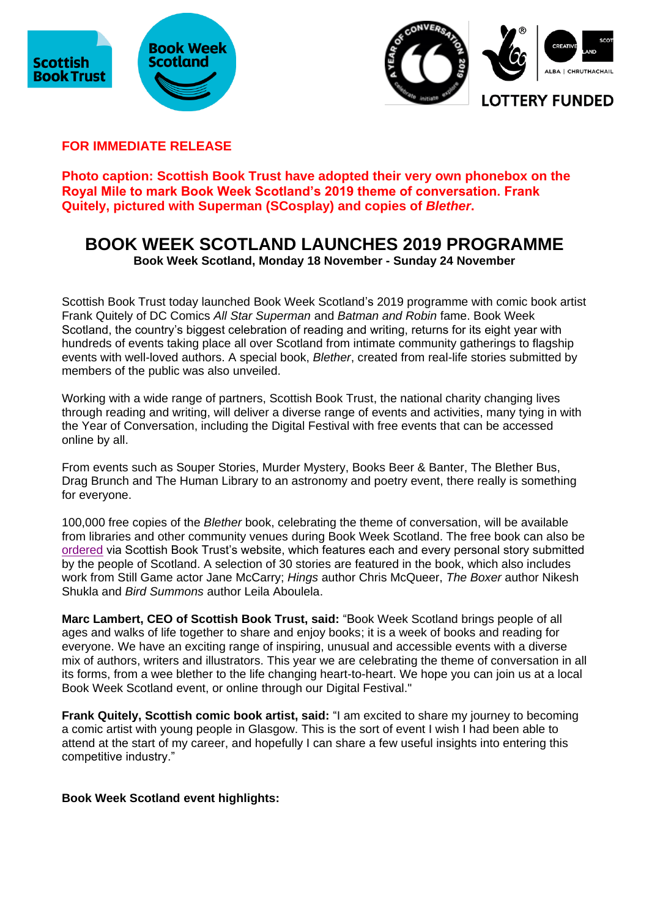**FOR IMMEDIATE RELEASE**

**Photo caption: Scottish Book Trust have adopted their very own phonebox on the Royal Mile to mark Book Week Scotland's 2019 theme of conversation. Frank Quitely, pictured with Superman (SCosplay) and copies of *Blether*.**

# BOOK WEEK SCOTLAND LAUNCHES 2019 PROGRAMME

**Book Week Scotland, Monday 18 November - Sunday 24 November**

Scottish Book Trust today launched Book Week Scotland's 2019 programme with comic book artist Frank Quitely of DC Comics *All Star Superman* and *Batman and Robin* fame. Book Week Scotland, the country's biggest celebration of reading and writing, returns for its eight year with hundreds of events taking place all over Scotland from intimate community gatherings to flagship events with well-loved authors. A special book, *Blether*, created from real-life stories submitted by members of the public was also unveiled.

Working with a wide range of partners, Scottish Book Trust, the national charity changing lives through reading and writing, will deliver a diverse range of events and activities, many tying in with the Year of Conversation, including the Digital Festival with free events that can be accessed online by all.

From events such as Souper Stories, Murder Mystery, Books Beer & Banter, The Blether Bus, Drag Brunch and The Human Library to an astronomy and poetry event, there really is something for everyone.

100,000 free copies of the *Blether* book, celebrating the theme of conversation, will be available from libraries and other community venues during Book Week Scotland. The free book can also be ordered via Scottish Book Trust's website, which features each and every personal story submitted by the people of Scotland. A selection of 30 stories are featured in the book, which also includes work from Still Game actor Jane McCarry; *Hings* author Chris McQueer, *The Boxer* author Nikesh Shukla and *Bird Summons* author Leila Aboulela.

**Marc Lambert, CEO of Scottish Book Trust, said:** "Book Week Scotland brings people of all ages and walks of life together to share and enjoy books; it is a week of books and reading for everyone. We have an exciting range of inspiring, unusual and accessible events with a diverse mix of authors, writers and illustrators. This year we are celebrating the theme of conversation in all its forms, from a wee blether to the life changing heart-to-heart. We hope you can join us at a local Book Week Scotland event, or online through our Digital Festival."

**Frank Quitely, Scottish comic book artist, said:** "I am excited to share my journey to becoming a comic artist with young people in Glasgow. This is the sort of event I wish I had been able to attend at the start of my career, and hopefully I can share a few useful insights into entering this competitive industry."

**Book Week Scotland event highlights:**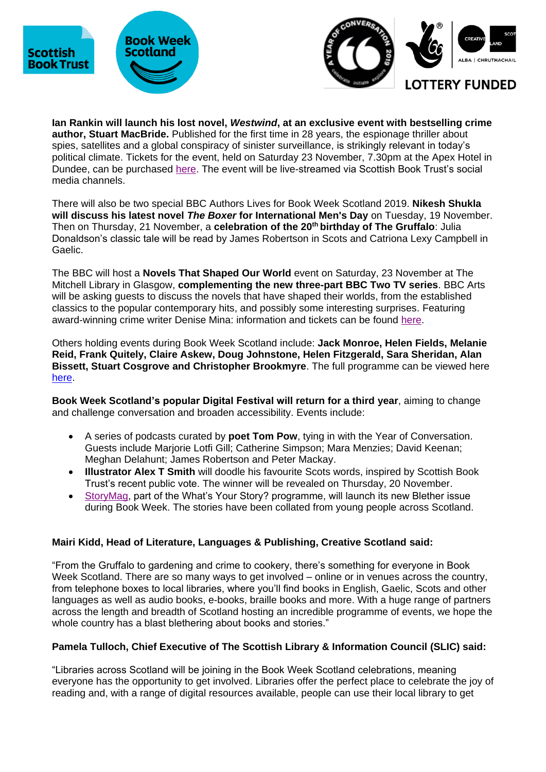**Ian Rankin will launch his lost novel, *Westwind*, at an exclusive event with bestselling crime author, Stuart MacBride.** Published for the first time in 28 years, the espionage thriller about spies, satellites and a global conspiracy of sinister surveillance, is strikingly relevant in today's political climate. Tickets for the event, held on Saturday 23 November, 7.30pm at the Apex Hotel in Dundee, can be purchased here. The event will be live-streamed via Scottish Book Trust's social media channels.

There will also be two special BBC Authors Lives for Book Week Scotland 2019. **Nikesh Shukla will discuss his latest novel *The Boxer* for International Men's Day** on Tuesday, 19 November. Then on Thursday, 21 November, a **celebration of the 20th birthday of The Gruffalo**: Julia Donaldson's classic tale will be read by James Robertson in Scots and Catriona Lexy Campbell in Gaelic.

The BBC will host a **Novels That Shaped Our World** event on Saturday, 23 November at The Mitchell Library in Glasgow, **complementing the new three-part BBC Two TV series**. BBC Arts will be asking guests to discuss the novels that have shaped their worlds, from the established classics to the popular contemporary hits, and possibly some interesting surprises. Featuring award-winning crime writer Denise Mina: information and tickets can be found here.

Others holding events during Book Week Scotland include: **Jack Monroe, Helen Fields, Melanie Reid, Frank Quitely, Claire Askew, Doug Johnstone, Helen Fitzgerald, Sara Sheridan, Alan Bissett, Stuart Cosgrove and Christopher Brookmyre**. The full programme can be viewed here here.

**Book Week Scotland's popular Digital Festival will return for a third year**, aiming to change and challenge conversation and broaden accessibility. Events include:

- A series of podcasts curated by **poet Tom Pow**, tying in with the Year of Conversation. Guests include Marjorie Lotfi Gill; Catherine Simpson; Mara Menzies; David Keenan; Meghan Delahunt; James Robertson and Peter Mackay.
- **Illustrator Alex T Smith** will doodle his favourite Scots words, inspired by Scottish Book Trust's recent public vote. The winner will be revealed on Thursday, 20 November.
- StoryMag, part of the What's Your Story? programme, will launch its new Blether issue during Book Week. The stories have been collated from young people across Scotland.

**Mairi Kidd, Head of Literature, Languages & Publishing, Creative Scotland said:**

"From the Gruffalo to gardening and crime to cookery, there's something for everyone in Book Week Scotland. There are so many ways to get involved – online or in venues across the country, from telephone boxes to local libraries, where you'll find books in English, Gaelic, Scots and other languages as well as audio books, e-books, braille books and more. With a huge range of partners across the length and breadth of Scotland hosting an incredible programme of events, we hope the whole country has a blast blethering about books and stories."

**Pamela Tulloch, Chief Executive of The Scottish Library & Information Council (SLIC) said:**

"Libraries across Scotland will be joining in the Book Week Scotland celebrations, meaning everyone has the opportunity to get involved. Libraries offer the perfect place to celebrate the joy of reading and, with a range of digital resources available, people can use their local library to get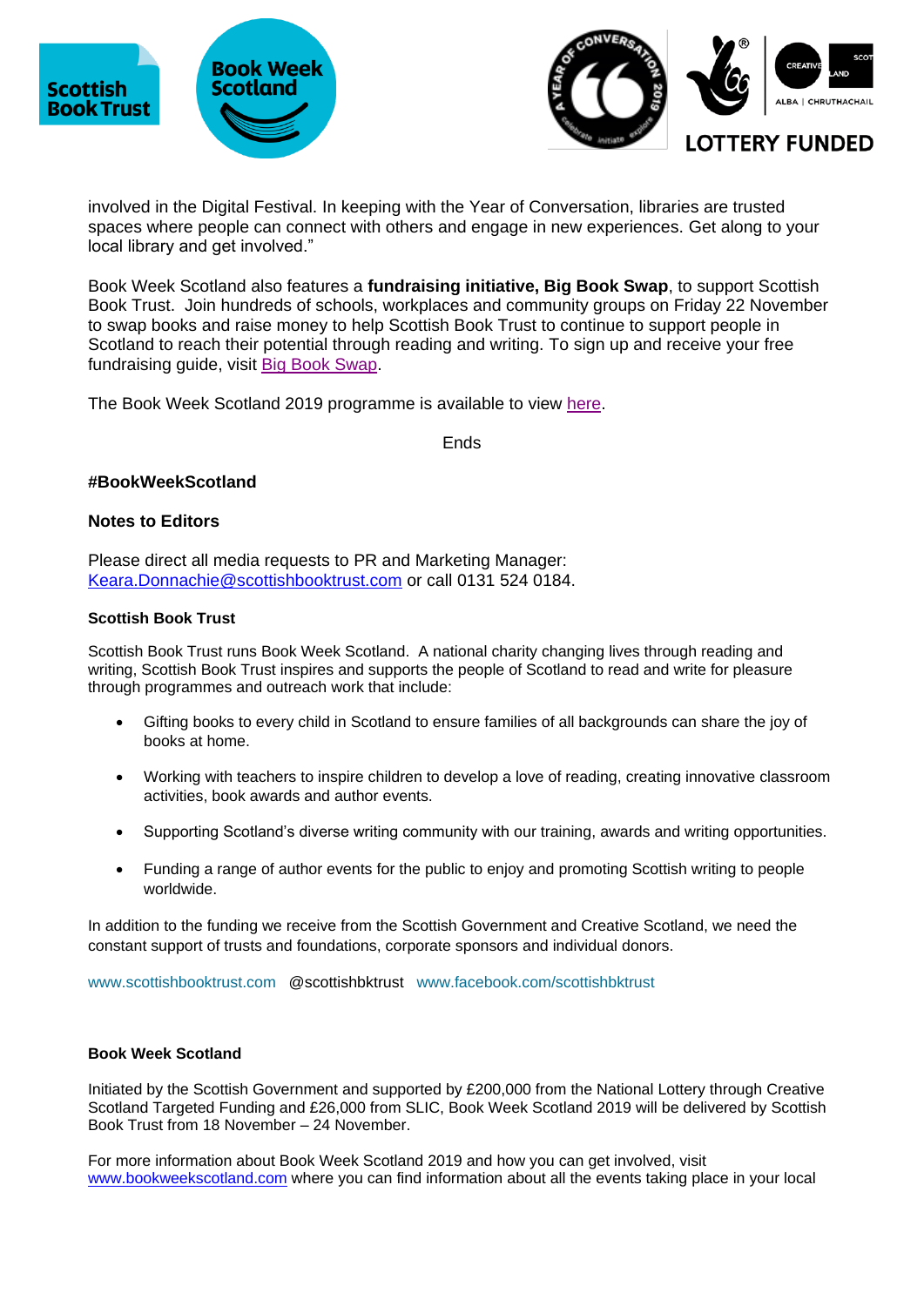involved in the Digital Festival. In keeping with the Year of Conversation, libraries are trusted spaces where people can connect with others and engage in new experiences. Get along to your local library and get involved."

Book Week Scotland also features a **fundraising initiative, Big Book Swap**, to support Scottish Book Trust. Join hundreds of schools, workplaces and community groups on Friday 22 November to swap books and raise money to help Scottish Book Trust to continue to support people in Scotland to reach their potential through reading and writing. To sign up and receive your free fundraising guide, visit Big Book Swap.

The Book Week Scotland 2019 programme is available to view here.

Ends

**#BookWeekScotland**

**Notes to Editors**

Please direct all media requests to PR and Marketing Manager: Keara.Donnachie@scottishbooktrust.com or call 0131 524 0184.

**Scottish Book Trust**

Scottish Book Trust runs Book Week Scotland. A national charity changing lives through reading and writing, Scottish Book Trust inspires and supports the people of Scotland to read and write for pleasure through programmes and outreach work that include:

- Gifting books to every child in Scotland to ensure families of all backgrounds can share the joy of books at home.
- Working with teachers to inspire children to develop a love of reading, creating innovative classroom activities, book awards and author events.
- Supporting Scotland's diverse writing community with our training, awards and writing opportunities.
- Funding a range of author events for the public to enjoy and promoting Scottish writing to people worldwide.

In addition to the funding we receive from the Scottish Government and Creative Scotland, we need the constant support of trusts and foundations, corporate sponsors and individual donors.

www.scottishbooktrust.com @scottishbktrust www.facebook.com/scottishbktrust

**Book Week Scotland**

Initiated by the Scottish Government and supported by £200,000 from the National Lottery through Creative Scotland Targeted Funding and £26,000 from SLIC, Book Week Scotland 2019 will be delivered by Scottish Book Trust from 18 November – 24 November.

For more information about Book Week Scotland 2019 and how you can get involved, visit www.bookweekscotland.com where you can find information about all the events taking place in your local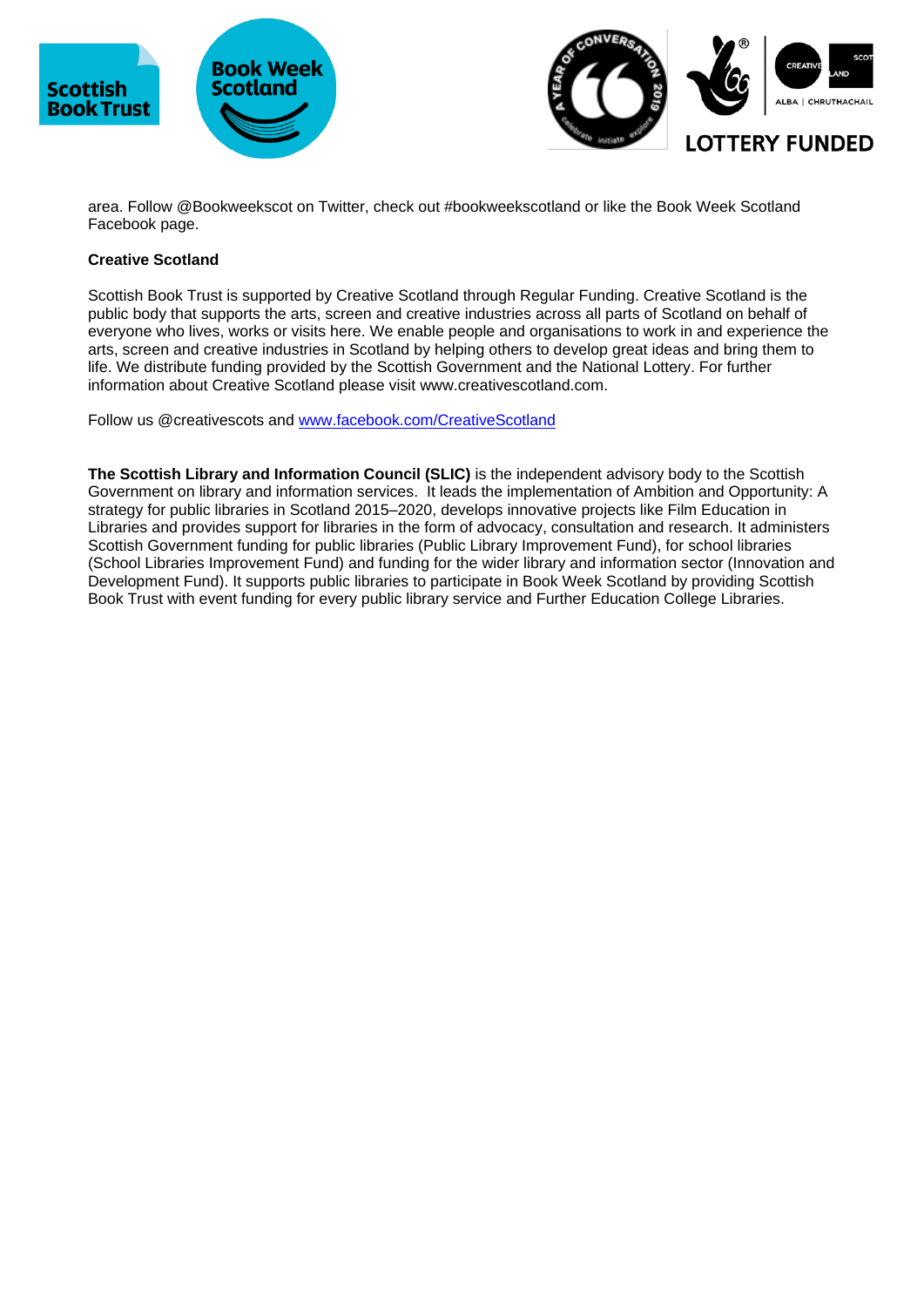area. Follow @Bookweekscot on Twitter, check out #bookweekscotland or like the Book Week Scotland Facebook page.

**Creative Scotland**

Scottish Book Trust is supported by Creative Scotland through Regular Funding. Creative Scotland is the public body that supports the arts, screen and creative industries across all parts of Scotland on behalf of everyone who lives, works or visits here. We enable people and organisations to work in and experience the arts, screen and creative industries in Scotland by helping others to develop great ideas and bring them to life. We distribute funding provided by the Scottish Government and the National Lottery. For further information about Creative Scotland please visit www.creativescotland.com.

Follow us @creativescots and [www.facebook.com/CreativeScotland](www.facebook.com/CreativeScotland)

**The Scottish Library and Information Council (SLIC)** is the independent advisory body to the Scottish Government on library and information services. It leads the implementation of Ambition and Opportunity: A strategy for public libraries in Scotland 2015–2020, develops innovative projects like Film Education in Libraries and provides support for libraries in the form of advocacy, consultation and research. It administers Scottish Government funding for public libraries (Public Library Improvement Fund), for school libraries (School Libraries Improvement Fund) and funding for the wider library and information sector (Innovation and Development Fund). It supports public libraries to participate in Book Week Scotland by providing Scottish Book Trust with event funding for every public library service and Further Education College Libraries.